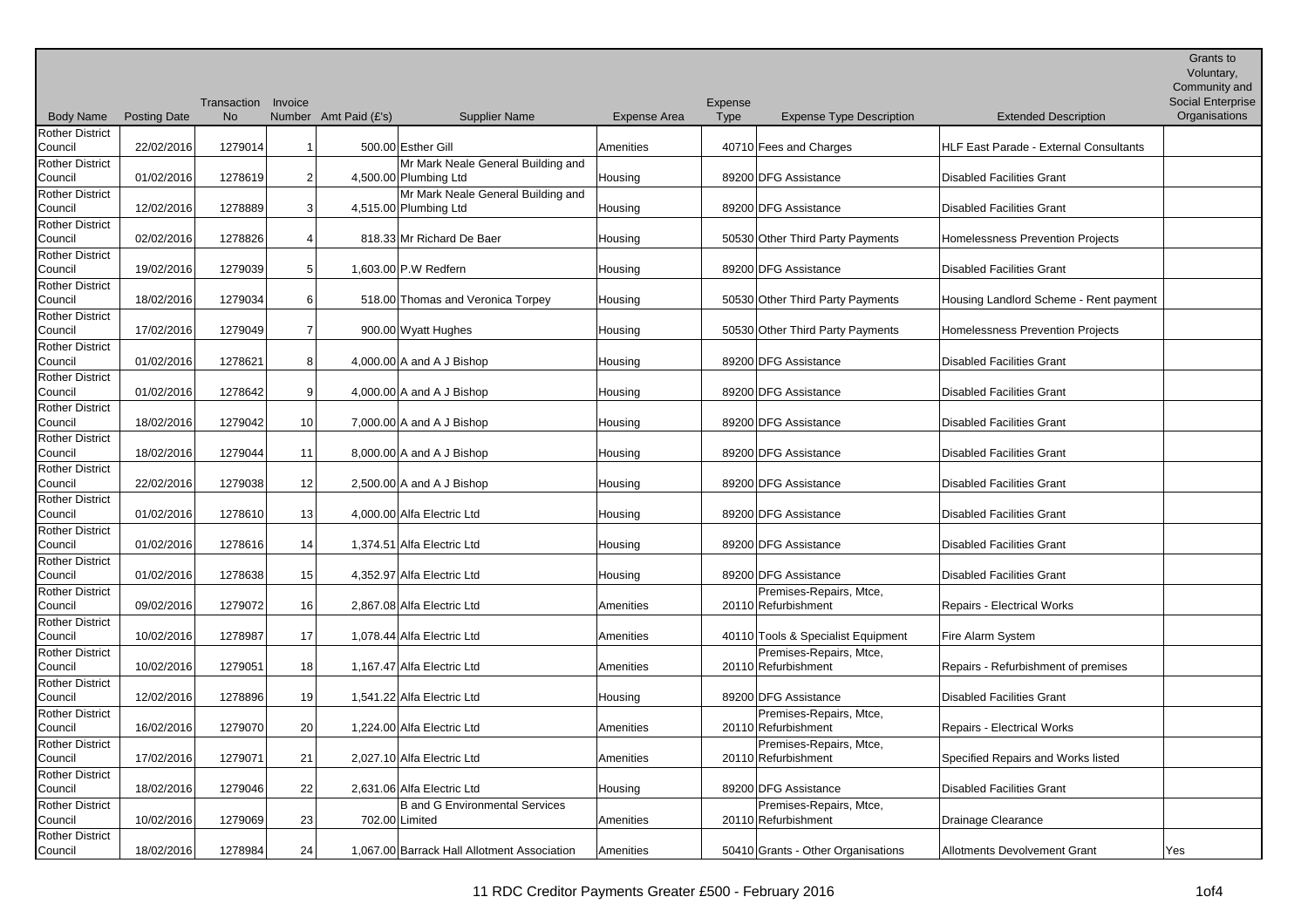| Body Name | Posting Date | Transaction No | Invoice Number | Amt Paid (£'s) | Supplier Name | Expense Area | Expense Type | Expense Type Description | Extended Description | Grants to Voluntary, Community and Social Enterprise Organisations |
|---|---|---|---|---|---|---|---|---|---|---|
| Rother District Council | 22/02/2016 | 1279014 | 1 | 500.00 | Esther Gill | Amenities | 40710 | Fees and Charges | HLF East Parade - External Consultants | |
| Rother District Council | 01/02/2016 | 1278619 | 2 | 4,500.00 | Mr Mark Neale General Building and Plumbing Ltd | Housing | 89200 | DFG Assistance | Disabled Facilities Grant | |
| Rother District Council | 12/02/2016 | 1278889 | 3 | 4,515.00 | Mr Mark Neale General Building and Plumbing Ltd | Housing | 89200 | DFG Assistance | Disabled Facilities Grant | |
| Rother District Council | 02/02/2016 | 1278826 | 4 | 818.33 | Mr Richard De Baer | Housing | 50530 | Other Third Party Payments | Homelessness Prevention Projects | |
| Rother District Council | 19/02/2016 | 1279039 | 5 | 1,603.00 | P.W Redfern | Housing | 89200 | DFG Assistance | Disabled Facilities Grant | |
| Rother District Council | 18/02/2016 | 1279034 | 6 | 518.00 | Thomas and Veronica Torpey | Housing | 50530 | Other Third Party Payments | Housing Landlord Scheme - Rent payment | |
| Rother District Council | 17/02/2016 | 1279049 | 7 | 900.00 | Wyatt Hughes | Housing | 50530 | Other Third Party Payments | Homelessness Prevention Projects | |
| Rother District Council | 01/02/2016 | 1278621 | 8 | 4,000.00 | A and A J Bishop | Housing | 89200 | DFG Assistance | Disabled Facilities Grant | |
| Rother District Council | 01/02/2016 | 1278642 | 9 | 4,000.00 | A and A J Bishop | Housing | 89200 | DFG Assistance | Disabled Facilities Grant | |
| Rother District Council | 18/02/2016 | 1279042 | 10 | 7,000.00 | A and A J Bishop | Housing | 89200 | DFG Assistance | Disabled Facilities Grant | |
| Rother District Council | 18/02/2016 | 1279044 | 11 | 8,000.00 | A and A J Bishop | Housing | 89200 | DFG Assistance | Disabled Facilities Grant | |
| Rother District Council | 22/02/2016 | 1279038 | 12 | 2,500.00 | A and A J Bishop | Housing | 89200 | DFG Assistance | Disabled Facilities Grant | |
| Rother District Council | 01/02/2016 | 1278610 | 13 | 4,000.00 | Alfa Electric Ltd | Housing | 89200 | DFG Assistance | Disabled Facilities Grant | |
| Rother District Council | 01/02/2016 | 1278616 | 14 | 1,374.51 | Alfa Electric Ltd | Housing | 89200 | DFG Assistance | Disabled Facilities Grant | |
| Rother District Council | 01/02/2016 | 1278638 | 15 | 4,352.97 | Alfa Electric Ltd | Housing | 89200 | DFG Assistance | Disabled Facilities Grant | |
| Rother District Council | 09/02/2016 | 1279072 | 16 | 2,867.08 | Alfa Electric Ltd | Amenities | 20110 | Premises-Repairs, Mtce, Refurbishment | Repairs - Electrical Works | |
| Rother District Council | 10/02/2016 | 1278987 | 17 | 1,078.44 | Alfa Electric Ltd | Amenities | 40110 | Tools & Specialist Equipment | Fire Alarm System | |
| Rother District Council | 10/02/2016 | 1279051 | 18 | 1,167.47 | Alfa Electric Ltd | Amenities | 20110 | Premises-Repairs, Mtce, Refurbishment | Repairs - Refurbishment of premises | |
| Rother District Council | 12/02/2016 | 1278896 | 19 | 1,541.22 | Alfa Electric Ltd | Housing | 89200 | DFG Assistance | Disabled Facilities Grant | |
| Rother District Council | 16/02/2016 | 1279070 | 20 | 1,224.00 | Alfa Electric Ltd | Amenities | 20110 | Premises-Repairs, Mtce, Refurbishment | Repairs - Electrical Works | |
| Rother District Council | 17/02/2016 | 1279071 | 21 | 2,027.10 | Alfa Electric Ltd | Amenities | 20110 | Premises-Repairs, Mtce, Refurbishment | Specified Repairs and Works listed | |
| Rother District Council | 18/02/2016 | 1279046 | 22 | 2,631.06 | Alfa Electric Ltd | Housing | 89200 | DFG Assistance | Disabled Facilities Grant | |
| Rother District Council | 10/02/2016 | 1279069 | 23 | 702.00 | B and G Environmental Services Limited | Amenities | 20110 | Premises-Repairs, Mtce, Refurbishment | Drainage Clearance | |
| Rother District Council | 18/02/2016 | 1278984 | 24 | 1,067.00 | Barrack Hall Allotment Association | Amenities | 50410 | Grants - Other Organisations | Allotments Devolvement Grant | Yes |

11 RDC Creditor Payments Greater £500 - February 2016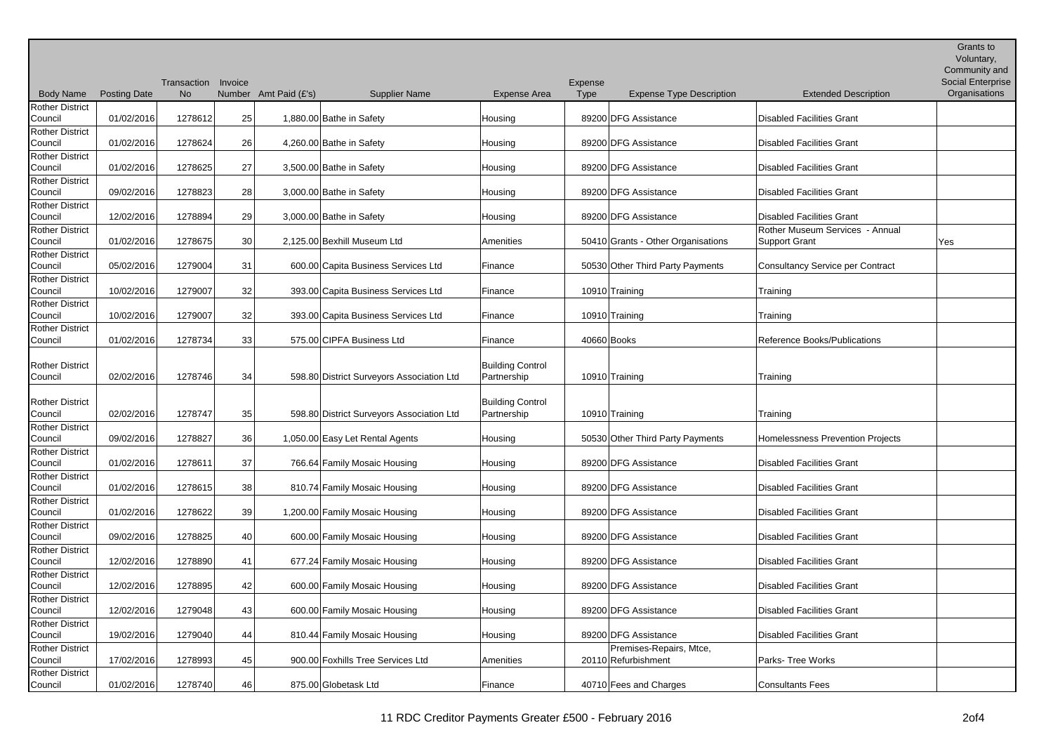| Body Name | Posting Date | Transaction No | Invoice Number | Amt Paid (£'s) | Supplier Name | Expense Area | Expense Type | Expense Type Description | Extended Description | Grants to Voluntary, Community and Social Enterprise Organisations |
|---|---|---|---|---|---|---|---|---|---|---|
| Rother District Council | 01/02/2016 | 1278612 | 25 | 1,880.00 | Bathe in Safety | Housing | 89200 | DFG Assistance | Disabled Facilities Grant | |
| Rother District Council | 01/02/2016 | 1278624 | 26 | 4,260.00 | Bathe in Safety | Housing | 89200 | DFG Assistance | Disabled Facilities Grant | |
| Rother District Council | 01/02/2016 | 1278625 | 27 | 3,500.00 | Bathe in Safety | Housing | 89200 | DFG Assistance | Disabled Facilities Grant | |
| Rother District Council | 09/02/2016 | 1278823 | 28 | 3,000.00 | Bathe in Safety | Housing | 89200 | DFG Assistance | Disabled Facilities Grant | |
| Rother District Council | 12/02/2016 | 1278894 | 29 | 3,000.00 | Bathe in Safety | Housing | 89200 | DFG Assistance | Disabled Facilities Grant | |
| Rother District Council | 01/02/2016 | 1278675 | 30 | 2,125.00 | Bexhill Museum Ltd | Amenities | 50410 | Grants - Other Organisations | Rother Museum Services - Annual Support Grant | Yes |
| Rother District Council | 05/02/2016 | 1279004 | 31 | 600.00 | Capita Business Services Ltd | Finance | 50530 | Other Third Party Payments | Consultancy Service per Contract | |
| Rother District Council | 10/02/2016 | 1279007 | 32 | 393.00 | Capita Business Services Ltd | Finance | 10910 | Training | Training | |
| Rother District Council | 10/02/2016 | 1279007 | 32 | 393.00 | Capita Business Services Ltd | Finance | 10910 | Training | Training | |
| Rother District Council | 01/02/2016 | 1278734 | 33 | 575.00 | CIPFA Business Ltd | Finance | 40660 | Books | Reference Books/Publications | |
| Rother District Council | 02/02/2016 | 1278746 | 34 | 598.80 | District Surveyors Association Ltd | Building Control Partnership | 10910 | Training | Training | |
| Rother District Council | 02/02/2016 | 1278747 | 35 | 598.80 | District Surveyors Association Ltd | Building Control Partnership | 10910 | Training | Training | |
| Rother District Council | 09/02/2016 | 1278827 | 36 | 1,050.00 | Easy Let Rental Agents | Housing | 50530 | Other Third Party Payments | Homelessness Prevention Projects | |
| Rother District Council | 01/02/2016 | 1278611 | 37 | 766.64 | Family Mosaic Housing | Housing | 89200 | DFG Assistance | Disabled Facilities Grant | |
| Rother District Council | 01/02/2016 | 1278615 | 38 | 810.74 | Family Mosaic Housing | Housing | 89200 | DFG Assistance | Disabled Facilities Grant | |
| Rother District Council | 01/02/2016 | 1278622 | 39 | 1,200.00 | Family Mosaic Housing | Housing | 89200 | DFG Assistance | Disabled Facilities Grant | |
| Rother District Council | 09/02/2016 | 1278825 | 40 | 600.00 | Family Mosaic Housing | Housing | 89200 | DFG Assistance | Disabled Facilities Grant | |
| Rother District Council | 12/02/2016 | 1278890 | 41 | 677.24 | Family Mosaic Housing | Housing | 89200 | DFG Assistance | Disabled Facilities Grant | |
| Rother District Council | 12/02/2016 | 1278895 | 42 | 600.00 | Family Mosaic Housing | Housing | 89200 | DFG Assistance | Disabled Facilities Grant | |
| Rother District Council | 12/02/2016 | 1279048 | 43 | 600.00 | Family Mosaic Housing | Housing | 89200 | DFG Assistance | Disabled Facilities Grant | |
| Rother District Council | 19/02/2016 | 1279040 | 44 | 810.44 | Family Mosaic Housing | Housing | 89200 | DFG Assistance | Disabled Facilities Grant | |
| Rother District Council | 17/02/2016 | 1278993 | 45 | 900.00 | Foxhills Tree Services Ltd | Amenities | 20110 | Premises-Repairs, Mtce, Refurbishment | Parks- Tree Works | |
| Rother District Council | 01/02/2016 | 1278740 | 46 | 875.00 | Globetask Ltd | Finance | 40710 | Fees and Charges | Consultants Fees | |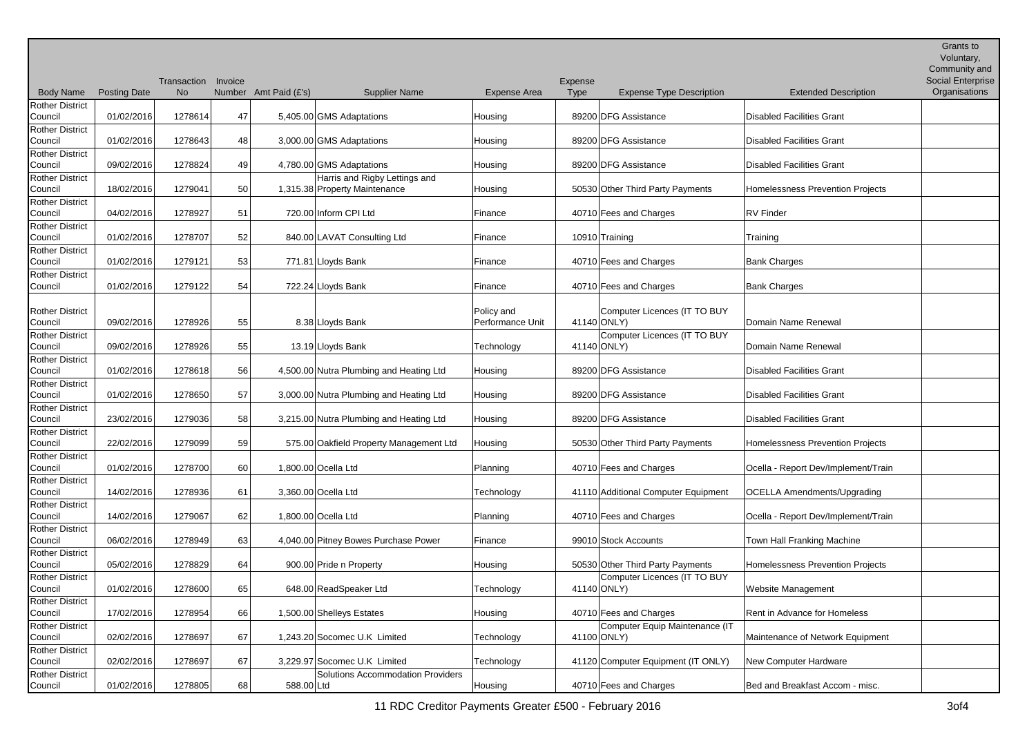| Body Name | Posting Date | Transaction No | Invoice Number | Amt Paid (£'s) | Supplier Name | Expense Area | Expense Type | Expense Type Description | Extended Description | Grants to Voluntary, Community and Social Enterprise Organisations |
|---|---|---|---|---|---|---|---|---|---|---|
| Rother District Council | 01/02/2016 | 1278614 | 47 | 5,405.00 | GMS Adaptations | Housing | 89200 | DFG Assistance | Disabled Facilities Grant | |
| Rother District Council | 01/02/2016 | 1278643 | 48 | 3,000.00 | GMS Adaptations | Housing | 89200 | DFG Assistance | Disabled Facilities Grant | |
| Rother District Council | 09/02/2016 | 1278824 | 49 | 4,780.00 | GMS Adaptations | Housing | 89200 | DFG Assistance | Disabled Facilities Grant | |
| Rother District Council | 18/02/2016 | 1279041 | 50 | 1,315.38 | Harris and Rigby Lettings and Property Maintenance | Housing | 50530 | Other Third Party Payments | Homelessness Prevention Projects | |
| Rother District Council | 04/02/2016 | 1278927 | 51 | 720.00 | Inform CPI Ltd | Finance | 40710 | Fees and Charges | RV Finder | |
| Rother District Council | 01/02/2016 | 1278707 | 52 | 840.00 | LAVAT Consulting Ltd | Finance | 10910 | Training | Training | |
| Rother District Council | 01/02/2016 | 1279121 | 53 | 771.81 | Lloyds Bank | Finance | 40710 | Fees and Charges | Bank Charges | |
| Rother District Council | 01/02/2016 | 1279122 | 54 | 722.24 | Lloyds Bank | Finance | 40710 | Fees and Charges | Bank Charges | |
| Rother District Council | 09/02/2016 | 1278926 | 55 | 8.38 | Lloyds Bank | Policy and Performance Unit | 41140 | Computer Licences (IT TO BUY ONLY) | Domain Name Renewal | |
| Rother District Council | 09/02/2016 | 1278926 | 55 | 13.19 | Lloyds Bank | Technology | 41140 | Computer Licences (IT TO BUY ONLY) | Domain Name Renewal | |
| Rother District Council | 01/02/2016 | 1278618 | 56 | 4,500.00 | Nutra Plumbing and Heating Ltd | Housing | 89200 | DFG Assistance | Disabled Facilities Grant | |
| Rother District Council | 01/02/2016 | 1278650 | 57 | 3,000.00 | Nutra Plumbing and Heating Ltd | Housing | 89200 | DFG Assistance | Disabled Facilities Grant | |
| Rother District Council | 23/02/2016 | 1279036 | 58 | 3,215.00 | Nutra Plumbing and Heating Ltd | Housing | 89200 | DFG Assistance | Disabled Facilities Grant | |
| Rother District Council | 22/02/2016 | 1279099 | 59 | 575.00 | Oakfield Property Management Ltd | Housing | 50530 | Other Third Party Payments | Homelessness Prevention Projects | |
| Rother District Council | 01/02/2016 | 1278700 | 60 | 1,800.00 | Ocella Ltd | Planning | 40710 | Fees and Charges | Ocella - Report Dev/Implement/Train | |
| Rother District Council | 14/02/2016 | 1278936 | 61 | 3,360.00 | Ocella Ltd | Technology | 41110 | Additional Computer Equipment | OCELLA Amendments/Upgrading | |
| Rother District Council | 14/02/2016 | 1279067 | 62 | 1,800.00 | Ocella Ltd | Planning | 40710 | Fees and Charges | Ocella - Report Dev/Implement/Train | |
| Rother District Council | 06/02/2016 | 1278949 | 63 | 4,040.00 | Pitney Bowes Purchase Power | Finance | 99010 | Stock Accounts | Town Hall Franking Machine | |
| Rother District Council | 05/02/2016 | 1278829 | 64 | 900.00 | Pride n Property | Housing | 50530 | Other Third Party Payments | Homelessness Prevention Projects | |
| Rother District Council | 01/02/2016 | 1278600 | 65 | 648.00 | ReadSpeaker Ltd | Technology | 41140 | Computer Licences (IT TO BUY ONLY) | Website Management | |
| Rother District Council | 17/02/2016 | 1278954 | 66 | 1,500.00 | Shelleys Estates | Housing | 40710 | Fees and Charges | Rent in Advance for Homeless | |
| Rother District Council | 02/02/2016 | 1278697 | 67 | 1,243.20 | Socomec U.K Limited | Technology | 41100 | Computer Equip Maintenance (IT ONLY) | Maintenance of Network Equipment | |
| Rother District Council | 02/02/2016 | 1278697 | 67 | 3,229.97 | Socomec U.K Limited | Technology | 41120 | Computer Equipment (IT ONLY) | New Computer Hardware | |
| Rother District Council | 01/02/2016 | 1278805 | 68 | 588.00 | Solutions Accommodation Providers Ltd | Housing | 40710 | Fees and Charges | Bed and Breakfast Accom - misc. | |

11 RDC Creditor Payments Greater £500 - February 2016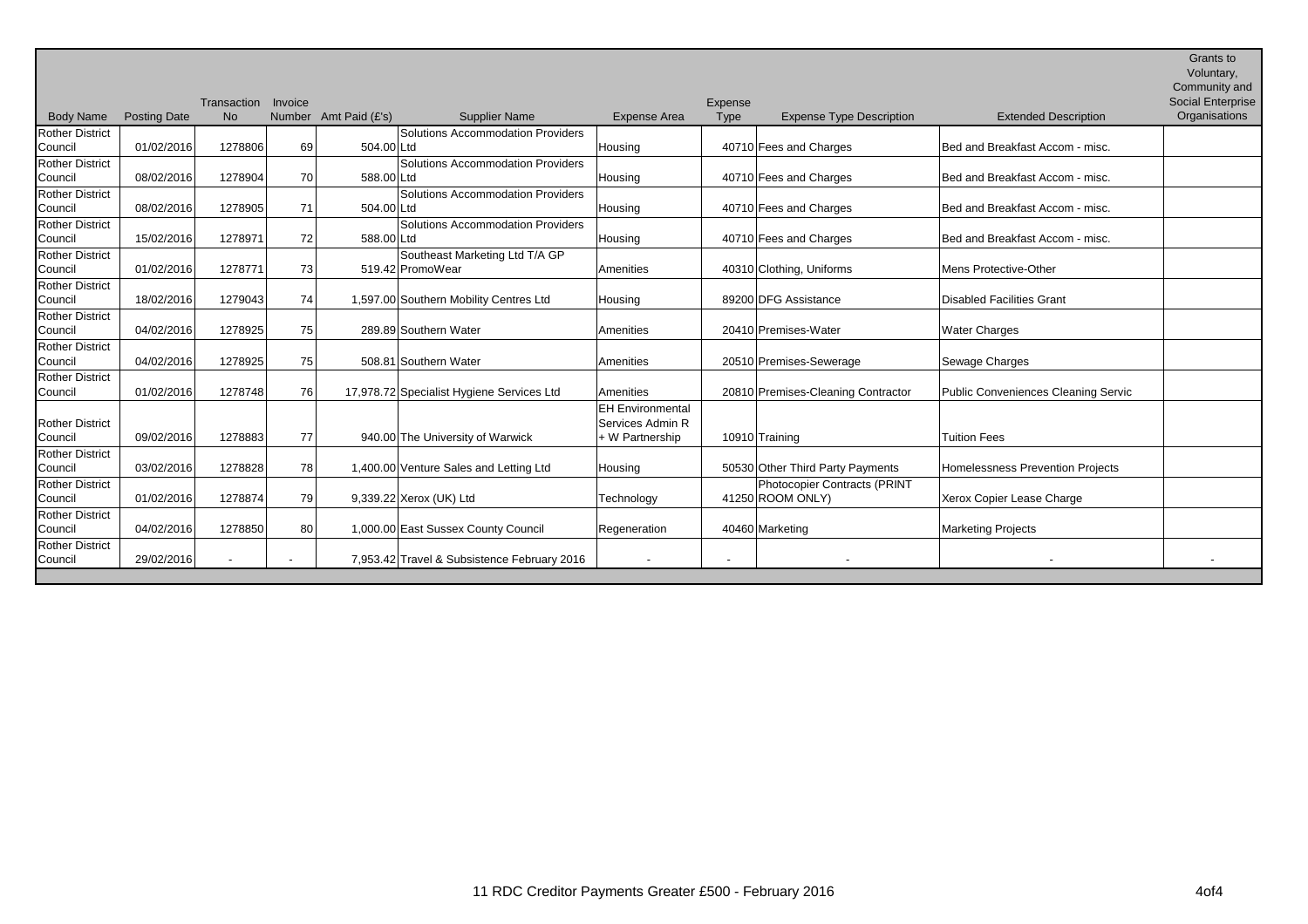| Body Name | Posting Date | Transaction No | Invoice Number | Amt Paid (£'s) | Supplier Name | Expense Area | Expense Type | Expense Type Description | Extended Description | Grants to Voluntary, Community and Social Enterprise Organisations |
|---|---|---|---|---|---|---|---|---|---|---|
| Rother District Council | 01/02/2016 | 1278806 | 69 | 504.00 | Solutions Accommodation Providers Ltd | Housing | 40710 | Fees and Charges | Bed and Breakfast Accom - misc. | |
| Rother District Council | 08/02/2016 | 1278904 | 70 | 588.00 | Solutions Accommodation Providers Ltd | Housing | 40710 | Fees and Charges | Bed and Breakfast Accom - misc. | |
| Rother District Council | 08/02/2016 | 1278905 | 71 | 504.00 | Solutions Accommodation Providers Ltd | Housing | 40710 | Fees and Charges | Bed and Breakfast Accom - misc. | |
| Rother District Council | 15/02/2016 | 1278971 | 72 | 588.00 | Solutions Accommodation Providers Ltd | Housing | 40710 | Fees and Charges | Bed and Breakfast Accom - misc. | |
| Rother District Council | 01/02/2016 | 1278771 | 73 | 519.42 | Southeast Marketing Ltd T/A GP PromoWear | Amenities | 40310 | Clothing, Uniforms | Mens Protective-Other | |
| Rother District Council | 18/02/2016 | 1279043 | 74 | 1,597.00 | Southern Mobility Centres Ltd | Housing | 89200 | DFG Assistance | Disabled Facilities Grant | |
| Rother District Council | 04/02/2016 | 1278925 | 75 | 289.89 | Southern Water | Amenities | 20410 | Premises-Water | Water Charges | |
| Rother District Council | 04/02/2016 | 1278925 | 75 | 508.81 | Southern Water | Amenities | 20510 | Premises-Sewerage | Sewage Charges | |
| Rother District Council | 01/02/2016 | 1278748 | 76 | 17,978.72 | Specialist Hygiene Services Ltd | Amenities | 20810 | Premises-Cleaning Contractor | Public Conveniences Cleaning Servic | |
| Rother District Council | 09/02/2016 | 1278883 | 77 | 940.00 | The University of Warwick | EH Environmental Services Admin R + W Partnership | 10910 | Training | Tuition Fees | |
| Rother District Council | 03/02/2016 | 1278828 | 78 | 1,400.00 | Venture Sales and Letting Ltd | Housing | 50530 | Other Third Party Payments | Homelessness Prevention Projects | |
| Rother District Council | 01/02/2016 | 1278874 | 79 | 9,339.22 | Xerox (UK) Ltd | Technology | 41250 | Photocopier Contracts (PRINT ROOM ONLY) | Xerox Copier Lease Charge | |
| Rother District Council | 04/02/2016 | 1278850 | 80 | 1,000.00 | East Sussex County Council | Regeneration | 40460 | Marketing | Marketing Projects | |
| Rother District Council | 29/02/2016 | - | - | 7,953.42 | Travel & Subsistence February 2016 | - | - | - | - | - |

11 RDC Creditor Payments Greater £500 - February 2016